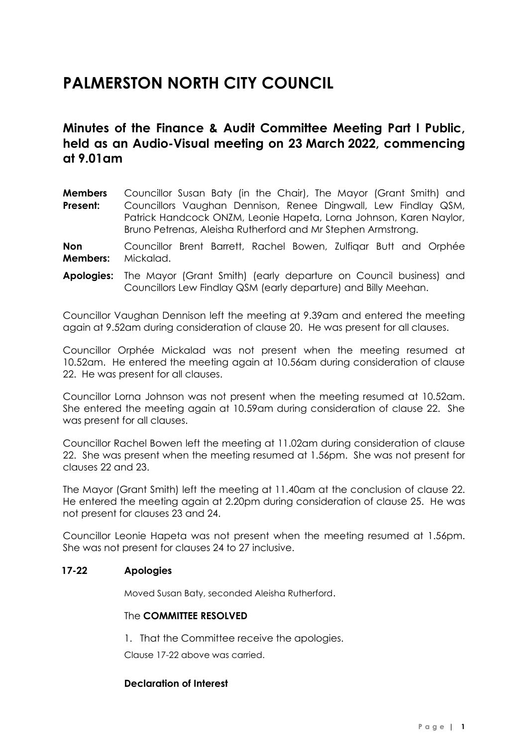# PALMERSTON NORTH CITY COUNCIL

## Minutes of the Finance & Audit Committee Meeting Part I Public, held as an Audio-Visual meeting on 23 March 2022, commencing at 9.01am

**Members Present:** Councillor Susan Baty (in the Chair), The Mayor (Grant Smith) and Councillors Vaughan Dennison, Renee Dingwall, Lew Findlay QSM, Patrick Handcock ONZM, Leonie Hapeta, Lorna Johnson, Karen Naylor, Bruno Petrenas, Aleisha Rutherford and Mr Stephen Armstrong.

**Non Members:** Councillor Brent Barrett, Rachel Bowen, Zulfiqar Butt and Orphée Mickalad.

**Apologies:** The Mayor (Grant Smith) (early departure on Council business) and Councillors Lew Findlay QSM (early departure) and Billy Meehan.

Councillor Vaughan Dennison left the meeting at 9.39am and entered the meeting again at 9.52am during consideration of clause 20. He was present for all clauses.

Councillor Orphée Mickalad was not present when the meeting resumed at 10.52am. He entered the meeting again at 10.56am during consideration of clause 22. He was present for all clauses.

Councillor Lorna Johnson was not present when the meeting resumed at 10.52am. She entered the meeting again at 10.59am during consideration of clause 22. She was present for all clauses.

Councillor Rachel Bowen left the meeting at 11.02am during consideration of clause 22. She was present when the meeting resumed at 1.56pm. She was not present for clauses 22 and 23.

The Mayor (Grant Smith) left the meeting at 11.40am at the conclusion of clause 22. He entered the meeting again at 2.20pm during consideration of clause 25. He was not present for clauses 23 and 24.

Councillor Leonie Hapeta was not present when the meeting resumed at 1.56pm. She was not present for clauses 24 to 27 inclusive.

### 17-22 Apologies

Moved Susan Baty, seconded Aleisha Rutherford.

The **COMMITTEE RESOLVED**

1. That the Committee receive the apologies.

Clause 17-22 above was carried.

### Declaration of Interest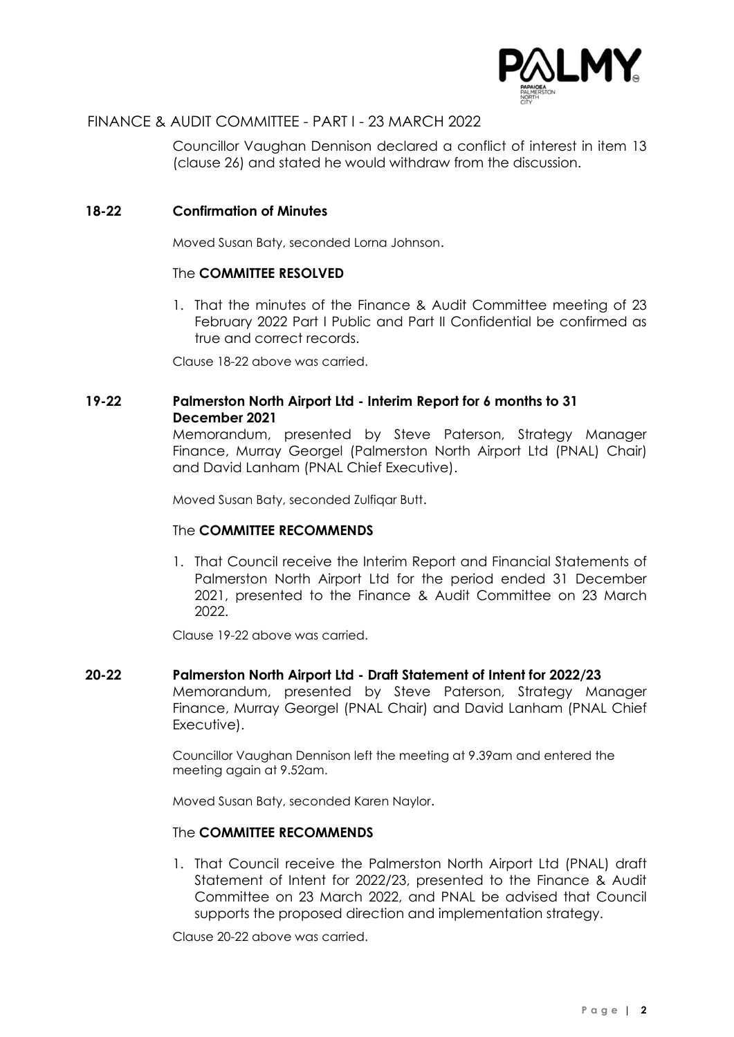Councillor Vaughan Dennison declared a conflict of interest in item 13 (clause 26) and stated he would withdraw from the discussion.

## 18-22 Confirmation of Minutes

Moved Susan Baty, seconded Lorna Johnson.

The **COMMITTEE RESOLVED**

1. That the minutes of the Finance & Audit Committee meeting of 23 February 2022 Part I Public and Part II Confidential be confirmed as true and correct records.

Clause 18-22 above was carried.

## 19-22 Palmerston North Airport Ltd - Interim Report for 6 months to 31 December 2021

Memorandum, presented by Steve Paterson, Strategy Manager Finance, Murray Georgel (Palmerston North Airport Ltd (PNAL) Chair) and David Lanham (PNAL Chief Executive).

Moved Susan Baty, seconded Zulfiqar Butt.

The **COMMITTEE RECOMMENDS**

1. That Council receive the Interim Report and Financial Statements of Palmerston North Airport Ltd for the period ended 31 December 2021, presented to the Finance & Audit Committee on 23 March 2022.

Clause 19-22 above was carried.

## 20-22 Palmerston North Airport Ltd - Draft Statement of Intent for 2022/23

Memorandum, presented by Steve Paterson, Strategy Manager Finance, Murray Georgel (PNAL Chair) and David Lanham (PNAL Chief Executive).

Councillor Vaughan Dennison left the meeting at 9.39am and entered the meeting again at 9.52am.

Moved Susan Baty, seconded Karen Naylor.

The **COMMITTEE RECOMMENDS**

1. That Council receive the Palmerston North Airport Ltd (PNAL) draft Statement of Intent for 2022/23, presented to the Finance & Audit Committee on 23 March 2022, and PNAL be advised that Council supports the proposed direction and implementation strategy.

Clause 20-22 above was carried.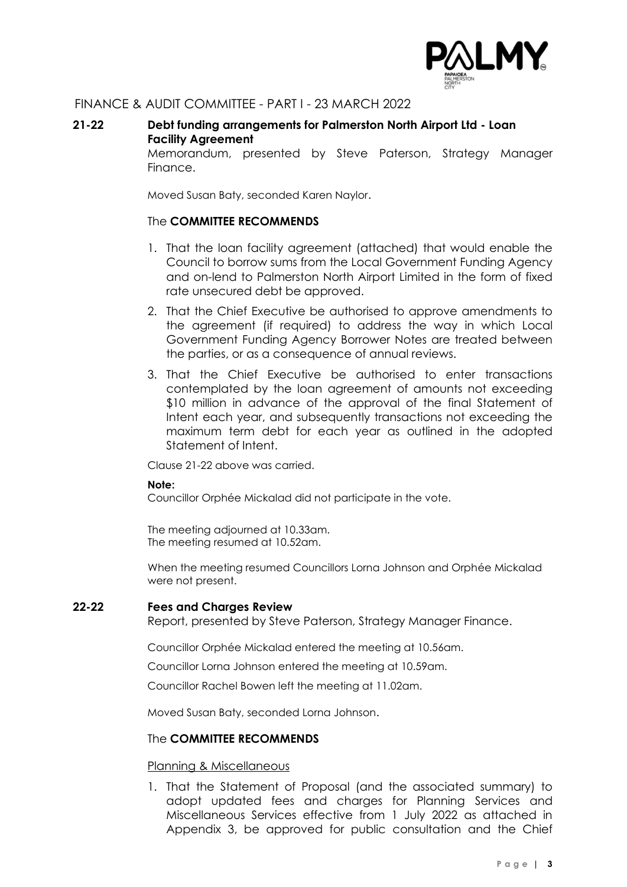FINANCE & AUDIT COMMITTEE - PART I - 23 MARCH 2022

**21-22 Debt funding arrangements for Palmerston North Airport Ltd - Loan Facility Agreement**

Memorandum, presented by Steve Paterson, Strategy Manager Finance.

Moved Susan Baty, seconded Karen Naylor.

The **COMMITTEE RECOMMENDS**

1. That the loan facility agreement (attached) that would enable the Council to borrow sums from the Local Government Funding Agency and on-lend to Palmerston North Airport Limited in the form of fixed rate unsecured debt be approved.
2. That the Chief Executive be authorised to approve amendments to the agreement (if required) to address the way in which Local Government Funding Agency Borrower Notes are treated between the parties, or as a consequence of annual reviews.
3. That the Chief Executive be authorised to enter transactions contemplated by the loan agreement of amounts not exceeding $10 million in advance of the approval of the final Statement of Intent each year, and subsequently transactions not exceeding the maximum term debt for each year as outlined in the adopted Statement of Intent.

Clause 21-22 above was carried.

**Note:**
Councillor Orphée Mickalad did not participate in the vote.

The meeting adjourned at 10.33am.
The meeting resumed at 10.52am.

When the meeting resumed Councillors Lorna Johnson and Orphée Mickalad were not present.

**22-22 Fees and Charges Review**

Report, presented by Steve Paterson, Strategy Manager Finance.

Councillor Orphée Mickalad entered the meeting at 10.56am.

Councillor Lorna Johnson entered the meeting at 10.59am.

Councillor Rachel Bowen left the meeting at 11.02am.

Moved Susan Baty, seconded Lorna Johnson.

The **COMMITTEE RECOMMENDS**

Planning & Miscellaneous

1. That the Statement of Proposal (and the associated summary) to adopt updated fees and charges for Planning Services and Miscellaneous Services effective from 1 July 2022 as attached in Appendix 3, be approved for public consultation and the Chief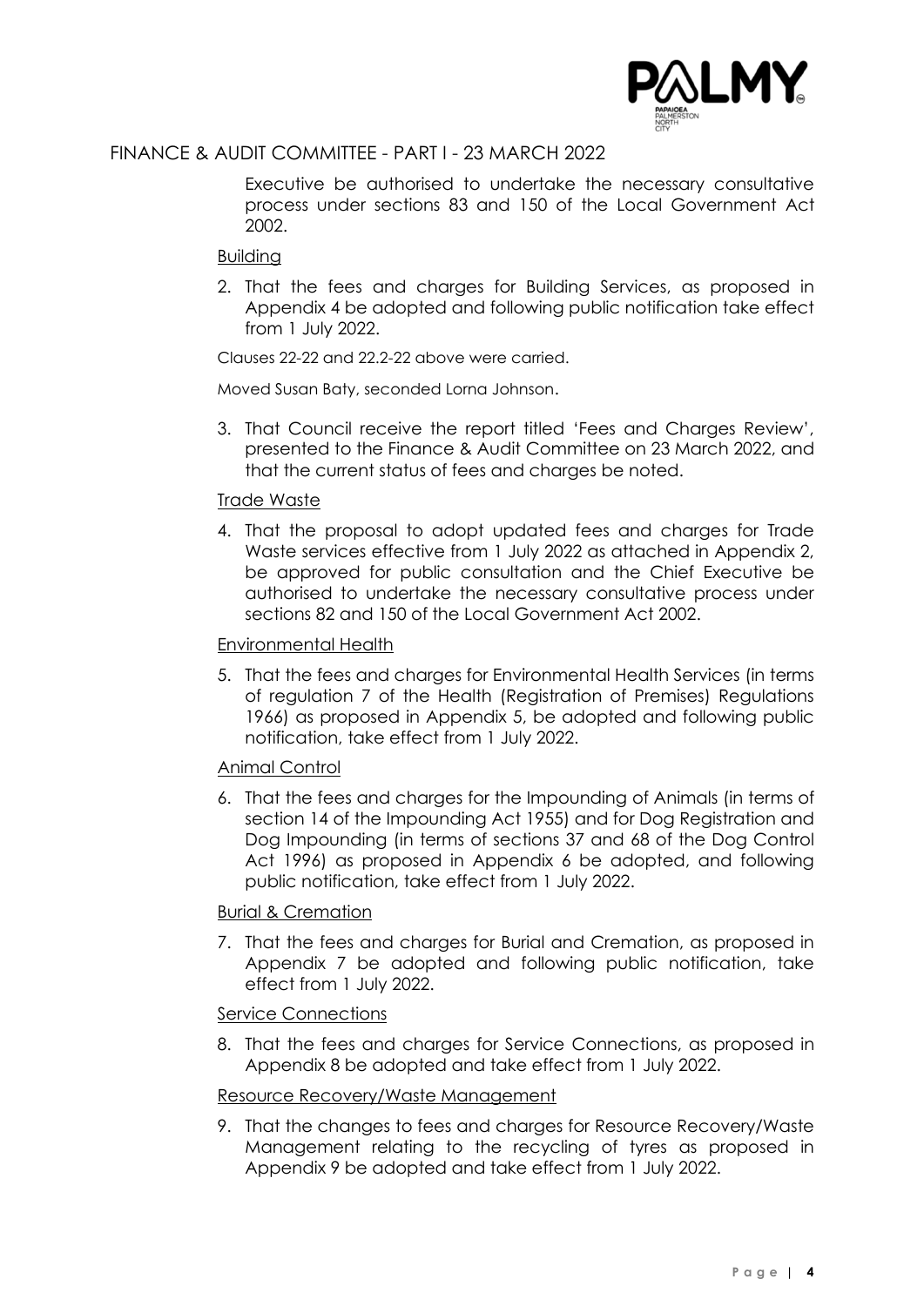FINANCE & AUDIT COMMITTEE - PART I - 23 MARCH 2022

Executive be authorised to undertake the necessary consultative process under sections 83 and 150 of the Local Government Act 2002.

Building

2. That the fees and charges for Building Services, as proposed in Appendix 4 be adopted and following public notification take effect from 1 July 2022.

Clauses 22-22 and 22.2-22 above were carried.

Moved Susan Baty, seconded Lorna Johnson.

3. That Council receive the report titled 'Fees and Charges Review', presented to the Finance & Audit Committee on 23 March 2022, and that the current status of fees and charges be noted.

Trade Waste

4. That the proposal to adopt updated fees and charges for Trade Waste services effective from 1 July 2022 as attached in Appendix 2, be approved for public consultation and the Chief Executive be authorised to undertake the necessary consultative process under sections 82 and 150 of the Local Government Act 2002.

Environmental Health

5. That the fees and charges for Environmental Health Services (in terms of regulation 7 of the Health (Registration of Premises) Regulations 1966) as proposed in Appendix 5, be adopted and following public notification, take effect from 1 July 2022.

Animal Control

6. That the fees and charges for the Impounding of Animals (in terms of section 14 of the Impounding Act 1955) and for Dog Registration and Dog Impounding (in terms of sections 37 and 68 of the Dog Control Act 1996) as proposed in Appendix 6 be adopted, and following public notification, take effect from 1 July 2022.

Burial & Cremation

7. That the fees and charges for Burial and Cremation, as proposed in Appendix 7 be adopted and following public notification, take effect from 1 July 2022.

Service Connections

8. That the fees and charges for Service Connections, as proposed in Appendix 8 be adopted and take effect from 1 July 2022.

Resource Recovery/Waste Management

9. That the changes to fees and charges for Resource Recovery/Waste Management relating to the recycling of tyres as proposed in Appendix 9 be adopted and take effect from 1 July 2022.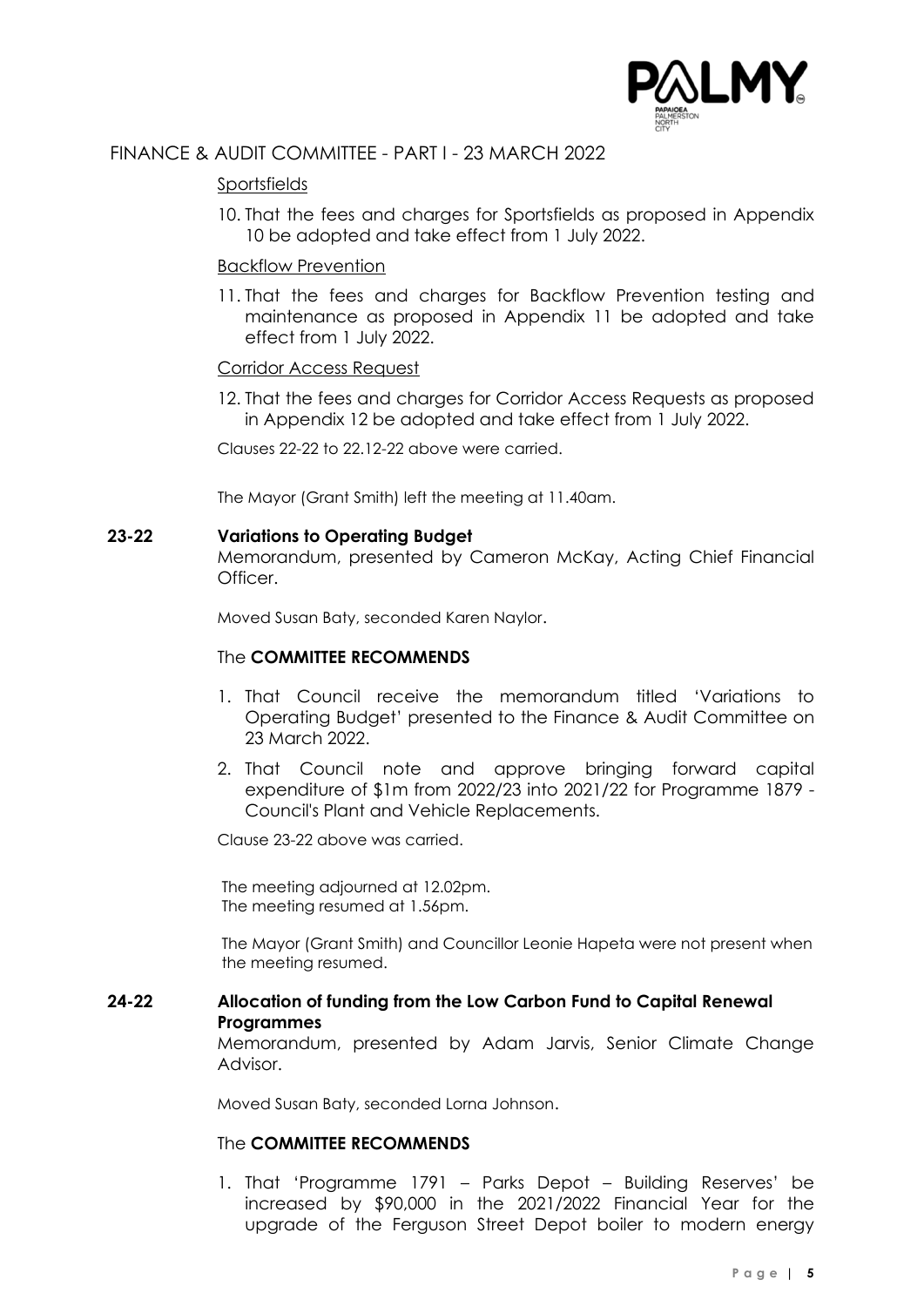FINANCE & AUDIT COMMITTEE - PART I - 23 MARCH 2022

Sportsfields

10. That the fees and charges for Sportsfields as proposed in Appendix 10 be adopted and take effect from 1 July 2022.

Backflow Prevention

11. That the fees and charges for Backflow Prevention testing and maintenance as proposed in Appendix 11 be adopted and take effect from 1 July 2022.

Corridor Access Request

12. That the fees and charges for Corridor Access Requests as proposed in Appendix 12 be adopted and take effect from 1 July 2022.

Clauses 22-22 to 22.12-22 above were carried.

The Mayor (Grant Smith) left the meeting at 11.40am.

**23-22 Variations to Operating Budget**

Memorandum, presented by Cameron McKay, Acting Chief Financial Officer.

Moved Susan Baty, seconded Karen Naylor.

The **COMMITTEE RECOMMENDS**

1. That Council receive the memorandum titled 'Variations to Operating Budget' presented to the Finance & Audit Committee on 23 March 2022.
2. That Council note and approve bringing forward capital expenditure of $1m from 2022/23 into 2021/22 for Programme 1879 - Council's Plant and Vehicle Replacements.

Clause 23-22 above was carried.

The meeting adjourned at 12.02pm.
The meeting resumed at 1.56pm.

The Mayor (Grant Smith) and Councillor Leonie Hapeta were not present when the meeting resumed.

**24-22 Allocation of funding from the Low Carbon Fund to Capital Renewal Programmes**

Memorandum, presented by Adam Jarvis, Senior Climate Change Advisor.

Moved Susan Baty, seconded Lorna Johnson.

The **COMMITTEE RECOMMENDS**

1. That 'Programme 1791 – Parks Depot – Building Reserves' be increased by $90,000 in the 2021/2022 Financial Year for the upgrade of the Ferguson Street Depot boiler to modern energy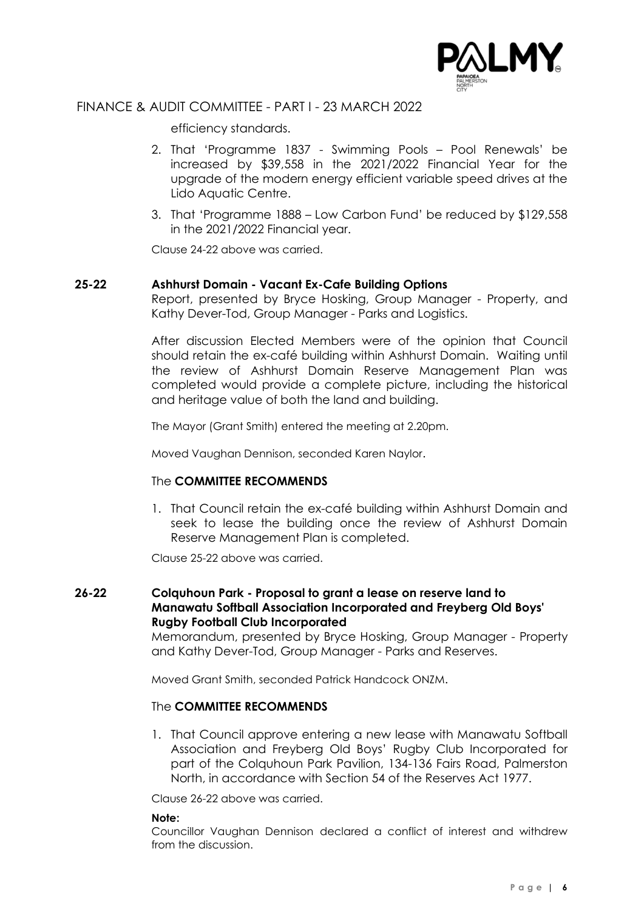efficiency standards.

2. That 'Programme 1837 - Swimming Pools – Pool Renewals' be increased by $39,558 in the 2021/2022 Financial Year for the upgrade of the modern energy efficient variable speed drives at the Lido Aquatic Centre.
3. That 'Programme 1888 – Low Carbon Fund' be reduced by $129,558 in the 2021/2022 Financial year.

Clause 24-22 above was carried.

## 25-22 Ashhurst Domain - Vacant Ex-Cafe Building Options

Report, presented by Bryce Hosking, Group Manager - Property, and Kathy Dever-Tod, Group Manager - Parks and Logistics.

After discussion Elected Members were of the opinion that Council should retain the ex-café building within Ashhurst Domain. Waiting until the review of Ashhurst Domain Reserve Management Plan was completed would provide a complete picture, including the historical and heritage value of both the land and building.

The Mayor (Grant Smith) entered the meeting at 2.20pm.

Moved Vaughan Dennison, seconded Karen Naylor.

The **COMMITTEE RECOMMENDS**

1. That Council retain the ex-café building within Ashhurst Domain and seek to lease the building once the review of Ashhurst Domain Reserve Management Plan is completed.

Clause 25-22 above was carried.

## 26-22 Colquhoun Park - Proposal to grant a lease on reserve land to Manawatu Softball Association Incorporated and Freyberg Old Boys' Rugby Football Club Incorporated

Memorandum, presented by Bryce Hosking, Group Manager - Property and Kathy Dever-Tod, Group Manager - Parks and Reserves.

Moved Grant Smith, seconded Patrick Handcock ONZM.

The **COMMITTEE RECOMMENDS**

1. That Council approve entering a new lease with Manawatu Softball Association and Freyberg Old Boys' Rugby Club Incorporated for part of the Colquhoun Park Pavilion, 134-136 Fairs Road, Palmerston North, in accordance with Section 54 of the Reserves Act 1977.

Clause 26-22 above was carried.

**Note:**
Councillor Vaughan Dennison declared a conflict of interest and withdrew from the discussion.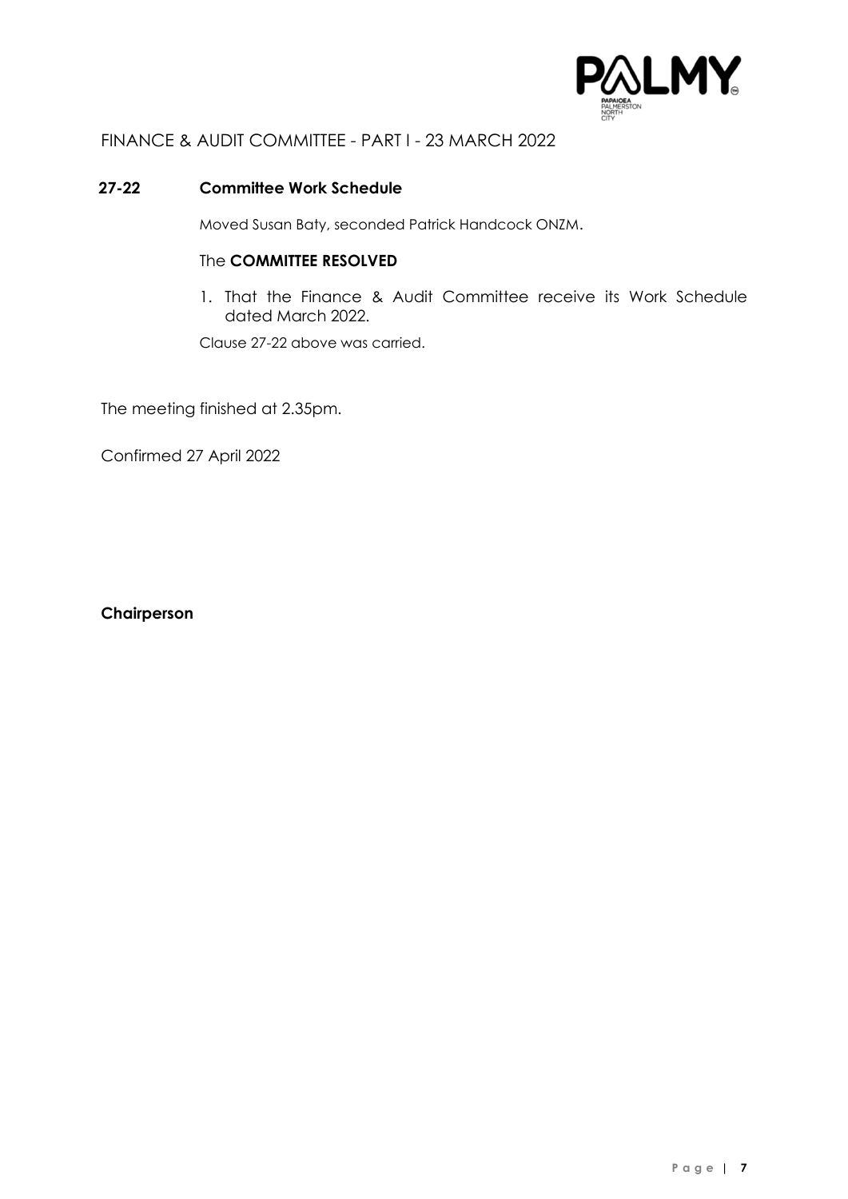## 27-22 Committee Work Schedule

Moved Susan Baty, seconded Patrick Handcock ONZM.

The **COMMITTEE RESOLVED**

1. That the Finance & Audit Committee receive its Work Schedule dated March 2022.

Clause 27-22 above was carried.

The meeting finished at 2.35pm.

Confirmed 27 April 2022

**Chairperson**